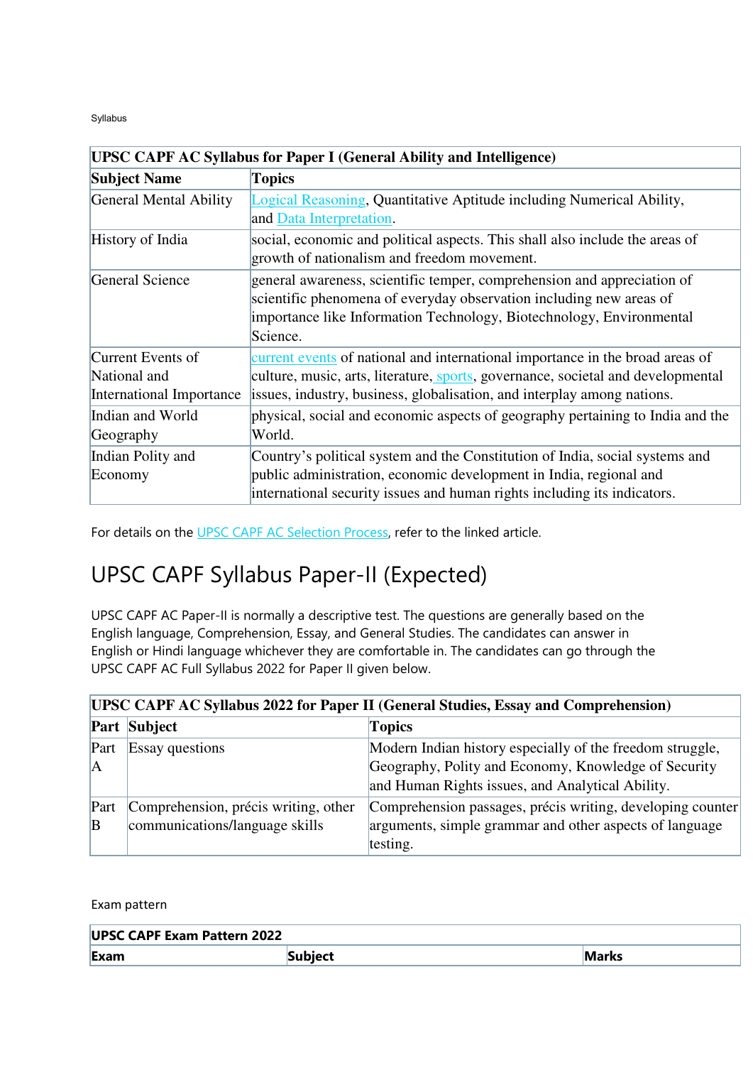Syllabus

| UPSC CAPF AC Syllabus for Paper I (General Ability and Intelligence) | |
|---|---|
| **Subject Name** | **Topics** |
| General Mental Ability | Logical Reasoning, Quantitative Aptitude including Numerical Ability, and Data Interpretation. |
| History of India | social, economic and political aspects. This shall also include the areas of growth of nationalism and freedom movement. |
| General Science | general awareness, scientific temper, comprehension and appreciation of scientific phenomena of everyday observation including new areas of importance like Information Technology, Biotechnology, Environmental Science. |
| Current Events of National and International Importance | current events of national and international importance in the broad areas of culture, music, arts, literature, sports, governance, societal and developmental issues, industry, business, globalisation, and interplay among nations. |
| Indian and World Geography | physical, social and economic aspects of geography pertaining to India and the World. |
| Indian Polity and Economy | Country's political system and the Constitution of India, social systems and public administration, economic development in India, regional and international security issues and human rights including its indicators. |

For details on the UPSC CAPF AC Selection Process, refer to the linked article.

## UPSC CAPF Syllabus Paper-II (Expected)

UPSC CAPF AC Paper-II is normally a descriptive test. The questions are generally based on the English language, Comprehension, Essay, and General Studies. The candidates can answer in English or Hindi language whichever they are comfortable in. The candidates can go through the UPSC CAPF AC Full Syllabus 2022 for Paper II given below.

| UPSC CAPF AC Syllabus 2022 for Paper II (General Studies, Essay and Comprehension) | | |
|---|---|---|
| **Part** | **Subject** | **Topics** |
| Part A | Essay questions | Modern Indian history especially of the freedom struggle, Geography, Polity and Economy, Knowledge of Security and Human Rights issues, and Analytical Ability. |
| Part B | Comprehension, précis writing, other communications/language skills | Comprehension passages, précis writing, developing counter arguments, simple grammar and other aspects of language testing. |

Exam pattern

| UPSC CAPF Exam Pattern 2022 | | |
|---|---|---|
| **Exam** | **Subject** | **Marks** |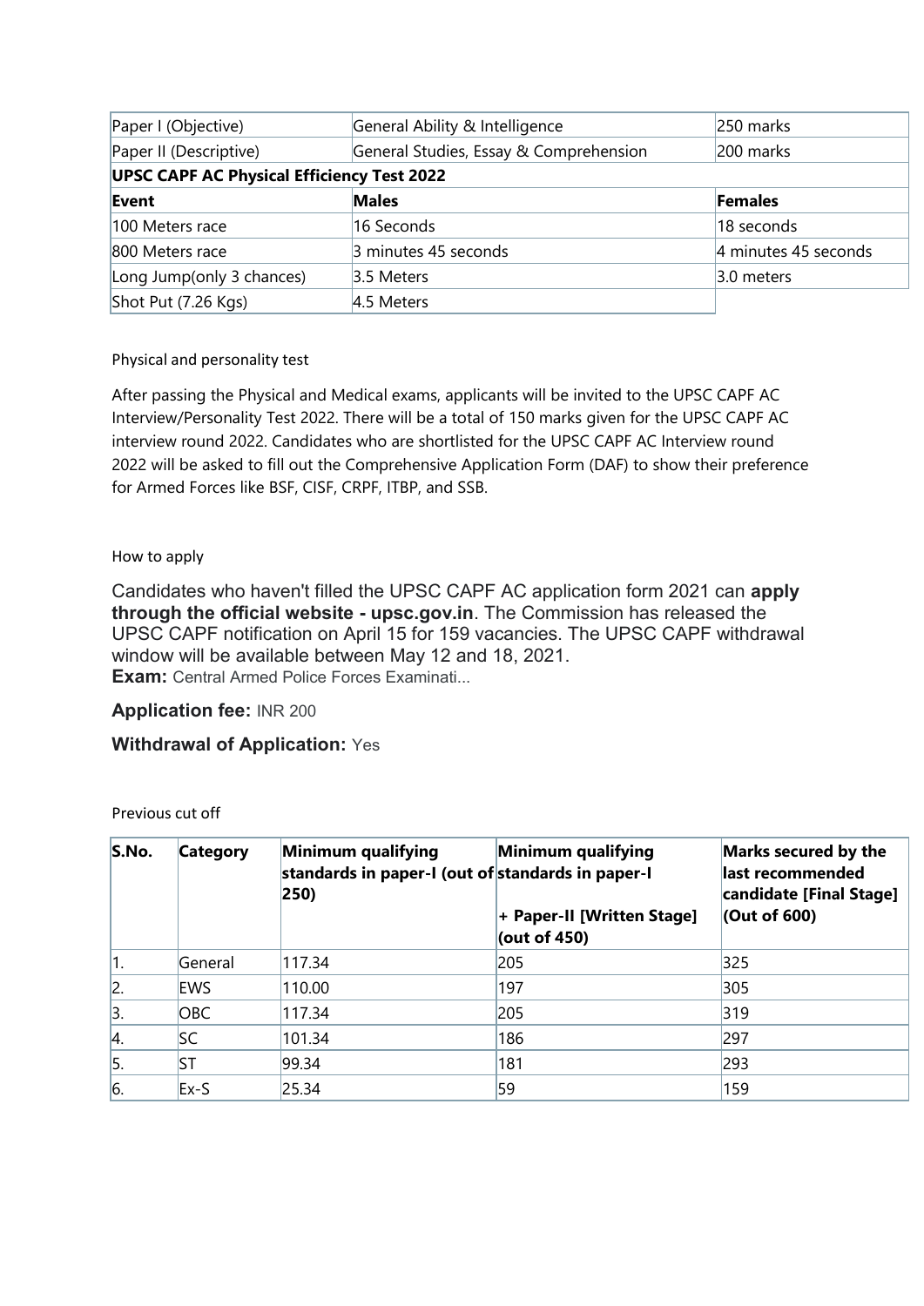| | | |
|---|---|---|
| Paper I (Objective) | General Ability & Intelligence | 250 marks |
| Paper II (Descriptive) | General Studies, Essay & Comprehension | 200 marks |
| **UPSC CAPF AC Physical Efficiency Test 2022** | | |
| **Event** | **Males** | **Females** |
| 100 Meters race | 16 Seconds | 18 seconds |
| 800 Meters race | 3 minutes 45 seconds | 4 minutes 45 seconds |
| Long Jump(only 3 chances) | 3.5 Meters | 3.0 meters |
| Shot Put (7.26 Kgs) | 4.5 Meters | |

Physical and personality test

After passing the Physical and Medical exams, applicants will be invited to the UPSC CAPF AC Interview/Personality Test 2022. There will be a total of 150 marks given for the UPSC CAPF AC interview round 2022. Candidates who are shortlisted for the UPSC CAPF AC Interview round 2022 will be asked to fill out the Comprehensive Application Form (DAF) to show their preference for Armed Forces like BSF, CISF, CRPF, ITBP, and SSB.

How to apply

Candidates who haven't filled the UPSC CAPF AC application form 2021 can **apply through the official website - upsc.gov.in**. The Commission has released the UPSC CAPF notification on April 15 for 159 vacancies. The UPSC CAPF withdrawal window will be available between May 12 and 18, 2021.

**Exam:** Central Armed Police Forces Examinati...

**Application fee:** INR 200

**Withdrawal of Application:** Yes

Previous cut off

| S.No. | Category | Minimum qualifying standards in paper-I (out of 250) | Minimum qualifying standards in paper-I + Paper-II [Written Stage] (out of 450) | Marks secured by the last recommended candidate [Final Stage] (Out of 600) |
|---|---|---|---|---|
| 1. | General | 117.34 | 205 | 325 |
| 2. | EWS | 110.00 | 197 | 305 |
| 3. | OBC | 117.34 | 205 | 319 |
| 4. | SC | 101.34 | 186 | 297 |
| 5. | ST | 99.34 | 181 | 293 |
| 6. | Ex-S | 25.34 | 59 | 159 |